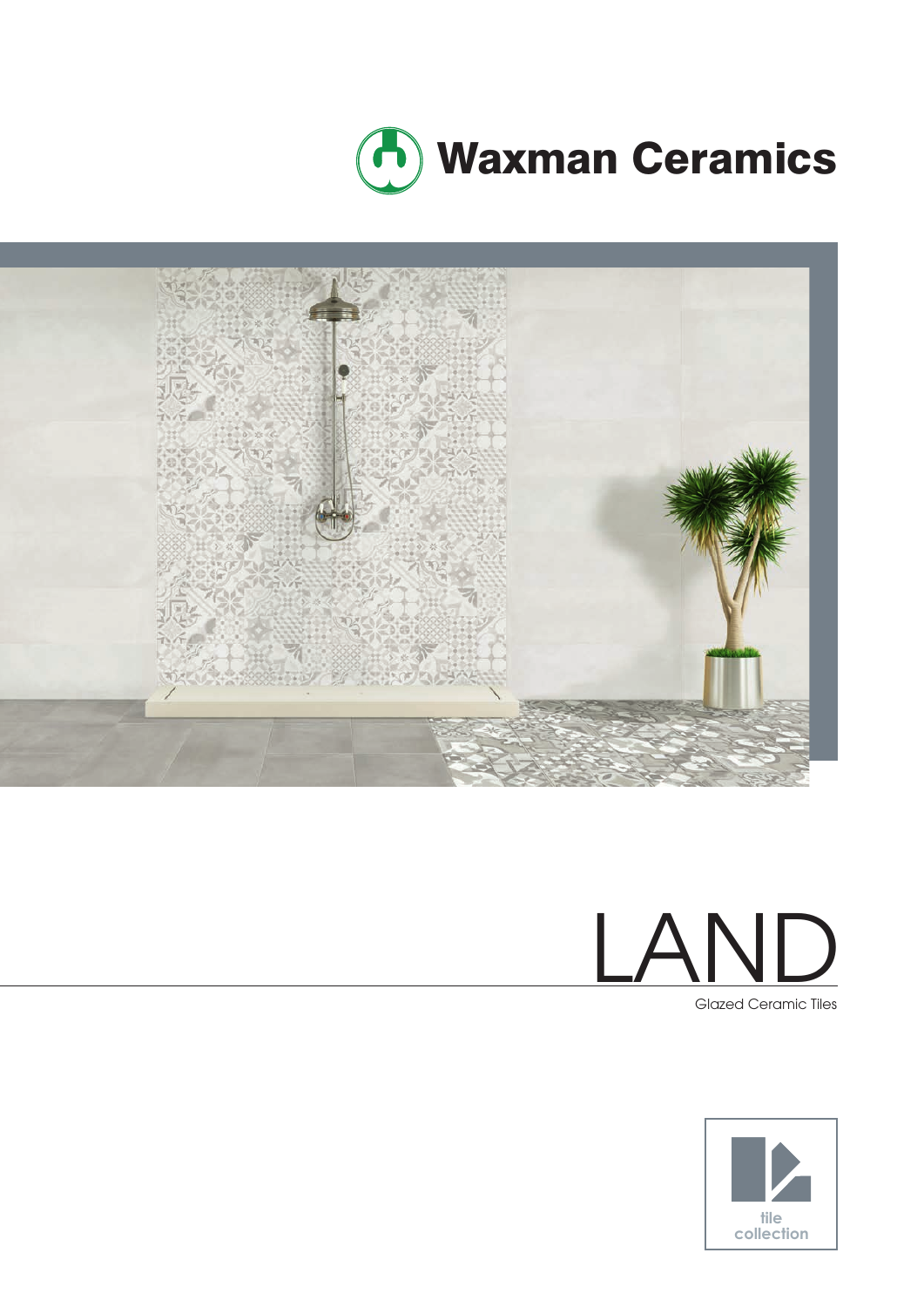Waxman Ceramics

# LAND

Glazed Ceramic Tiles

tile collection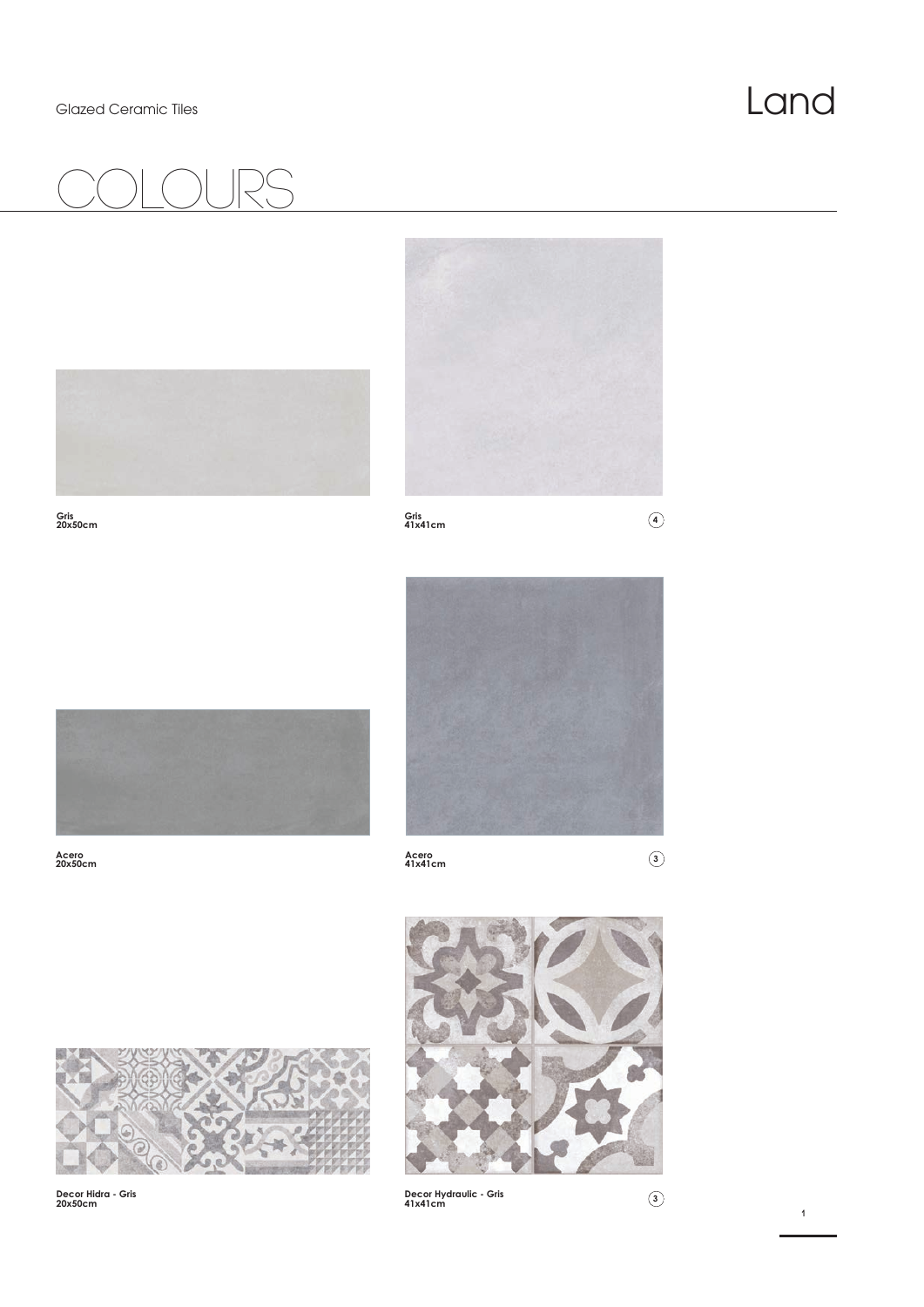Glazed Ceramic Tiles

# Land

## COLOURS

**Gris**
**20x50cm**

**Gris**
**41x41cm**

4

**Acero**
**20x50cm**

**Acero**
**41x41cm**

3

**Decor Hidra - Gris**
**20x50cm**

**Decor Hydraulic - Gris**
**41x41cm**

3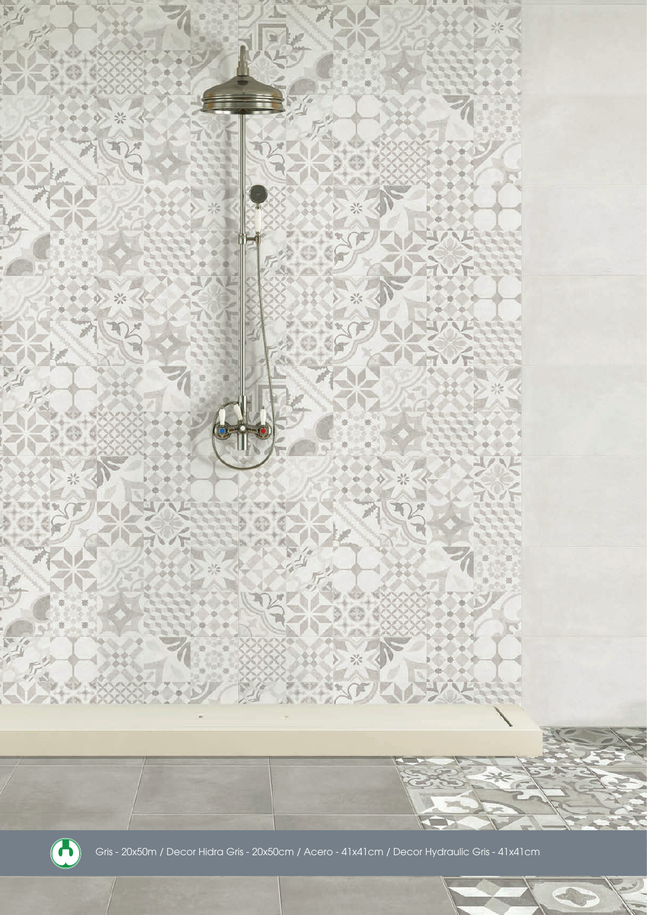Gris - 20x50m / Decor Hidra Gris - 20x50cm / Acero - 41x41cm / Decor Hydraulic Gris - 41x41cm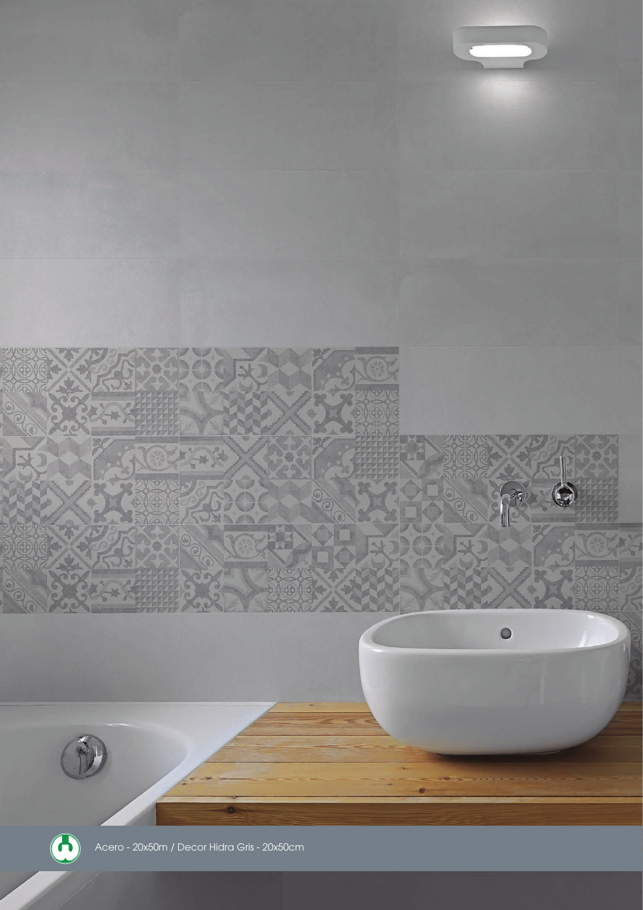Acero - 20x50m / Decor Hidra Gris - 20x50cm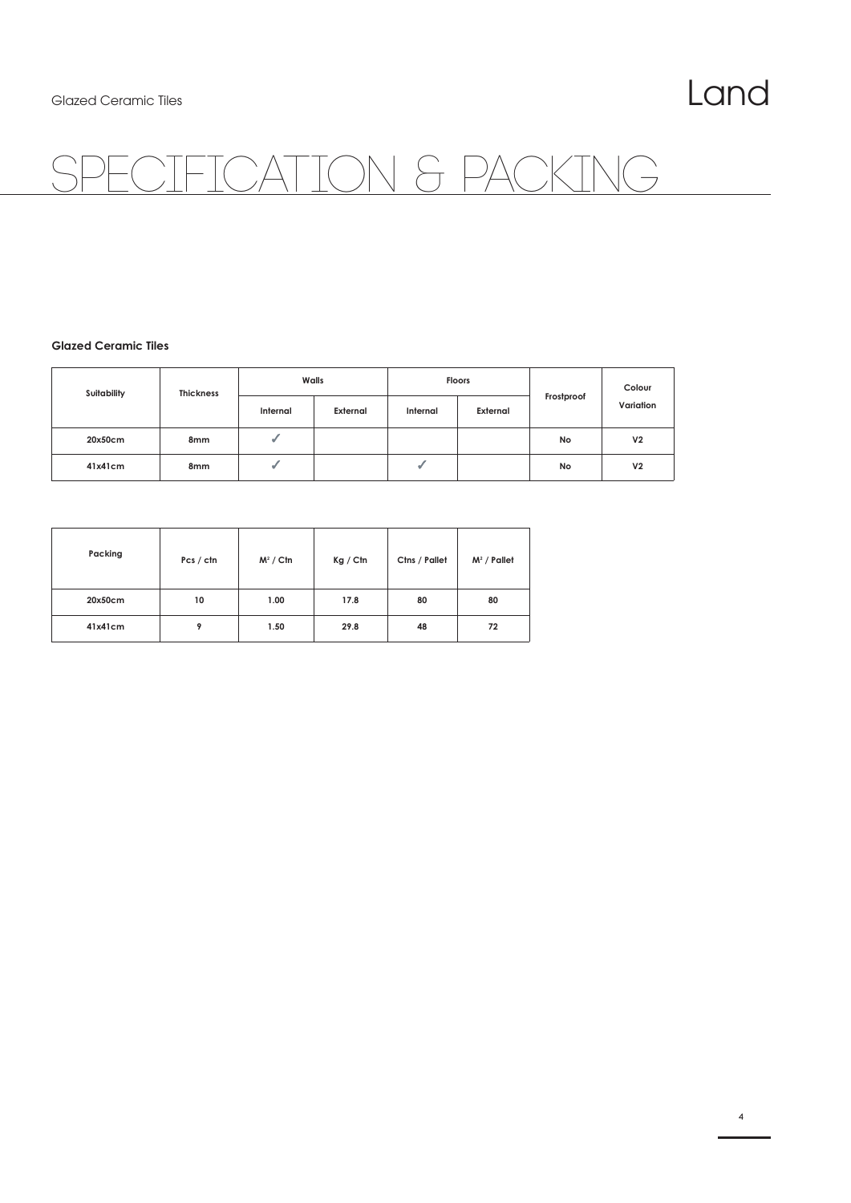Glazed Ceramic Tiles

# Land

# SPECIFICATION & PACKING

**Glazed Ceramic Tiles**

| Suitability | Thickness | Walls | | Floors | | Frostproof | Colour Variation |
|---|---|---|---|---|---|---|---|
| | | Internal | External | Internal | External | | |
| 20x50cm | 8mm | ✓ | | | | No | V2 |
| 41x41cm | 8mm | ✓ | | ✓ | | No | V2 |

| Packing | Pcs / ctn | $M^2$ / Ctn | Kg / Ctn | Ctns / Pallet | $M^2$ / Pallet |
|---|---|---|---|---|---|
| 20x50cm | 10 | 1.00 | 17.8 | 80 | 80 |
| 41x41cm | 9 | 1.50 | 29.8 | 48 | 72 |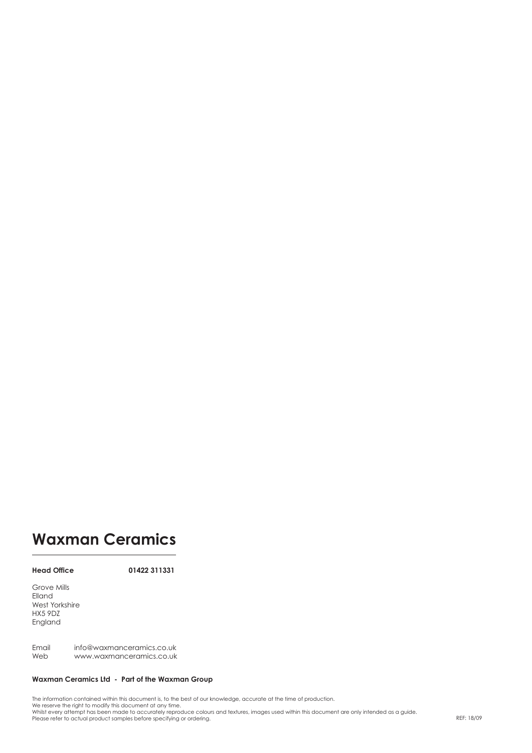# Waxman Ceramics

**Head Office** **01422 311331**

Grove Mills
Elland
West Yorkshire
HX5 9DZ
England

Email info@waxmanceramics.co.uk
Web www.waxmanceramics.co.uk

**Waxman Ceramics Ltd - Part of the Waxman Group**

The information contained within this document is, to the best of our knowledge, accurate at the time of production.
We reserve the right to modify this document at any time.
Whilst every attempt has been made to accurately reproduce colours and textures, images used within this document are only intended as a guide.
Please refer to actual product samples before specifying or ordering.

REF: 18/09